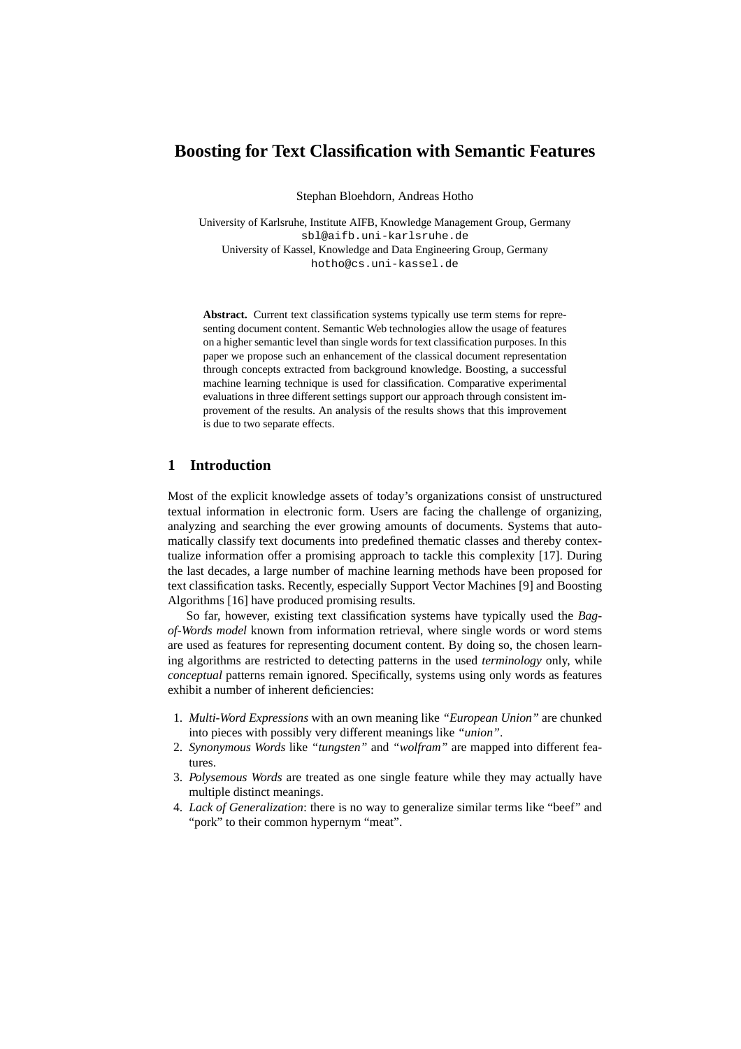# Boosting for Text Classification with Semantic Features

Stephan Bloehdorn, Andreas Hotho

University of Karlsruhe, Institute AIFB, Knowledge Management Group, Germany
sbl@aifb.uni-karlsruhe.de
University of Kassel, Knowledge and Data Engineering Group, Germany
hotho@cs.uni-kassel.de

**Abstract.** Current text classification systems typically use term stems for representing document content. Semantic Web technologies allow the usage of features on a higher semantic level than single words for text classification purposes. In this paper we propose such an enhancement of the classical document representation through concepts extracted from background knowledge. Boosting, a successful machine learning technique is used for classification. Comparative experimental evaluations in three different settings support our approach through consistent improvement of the results. An analysis of the results shows that this improvement is due to two separate effects.

## 1 Introduction

Most of the explicit knowledge assets of today's organizations consist of unstructured textual information in electronic form. Users are facing the challenge of organizing, analyzing and searching the ever growing amounts of documents. Systems that automatically classify text documents into predefined thematic classes and thereby contextualize information offer a promising approach to tackle this complexity [17]. During the last decades, a large number of machine learning methods have been proposed for text classification tasks. Recently, especially Support Vector Machines [9] and Boosting Algorithms [16] have produced promising results.

So far, however, existing text classification systems have typically used the *Bag-of-Words model* known from information retrieval, where single words or word stems are used as features for representing document content. By doing so, the chosen learning algorithms are restricted to detecting patterns in the used *terminology* only, while *conceptual* patterns remain ignored. Specifically, systems using only words as features exhibit a number of inherent deficiencies:

1. *Multi-Word Expressions* with an own meaning like *"European Union"* are chunked into pieces with possibly very different meanings like *"union"*.
2. *Synonymous Words* like *"tungsten"* and *"wolfram"* are mapped into different features.
3. *Polysemous Words* are treated as one single feature while they may actually have multiple distinct meanings.
4. *Lack of Generalization*: there is no way to generalize similar terms like "beef" and "pork" to their common hypernym "meat".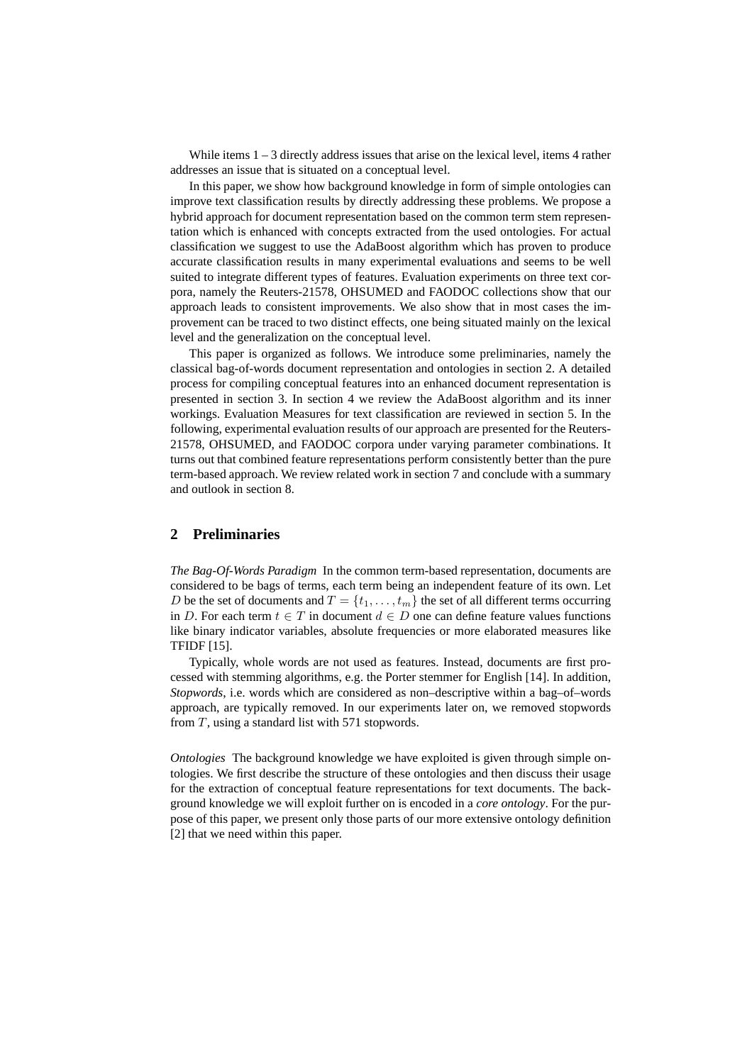While items 1 – 3 directly address issues that arise on the lexical level, items 4 rather addresses an issue that is situated on a conceptual level.

In this paper, we show how background knowledge in form of simple ontologies can improve text classification results by directly addressing these problems. We propose a hybrid approach for document representation based on the common term stem representation which is enhanced with concepts extracted from the used ontologies. For actual classification we suggest to use the AdaBoost algorithm which has proven to produce accurate classification results in many experimental evaluations and seems to be well suited to integrate different types of features. Evaluation experiments on three text corpora, namely the Reuters-21578, OHSUMED and FAODOC collections show that our approach leads to consistent improvements. We also show that in most cases the improvement can be traced to two distinct effects, one being situated mainly on the lexical level and the generalization on the conceptual level.

This paper is organized as follows. We introduce some preliminaries, namely the classical bag-of-words document representation and ontologies in section 2. A detailed process for compiling conceptual features into an enhanced document representation is presented in section 3. In section 4 we review the AdaBoost algorithm and its inner workings. Evaluation Measures for text classification are reviewed in section 5. In the following, experimental evaluation results of our approach are presented for the Reuters-21578, OHSUMED, and FAODOC corpora under varying parameter combinations. It turns out that combined feature representations perform consistently better than the pure term-based approach. We review related work in section 7 and conclude with a summary and outlook in section 8.

## 2 Preliminaries

*The Bag-Of-Words Paradigm* In the common term-based representation, documents are considered to be bags of terms, each term being an independent feature of its own. Let $D$ be the set of documents and $T = \{t_1, \ldots, t_m\}$ the set of all different terms occurring in $D$. For each term $t \in T$ in document $d \in D$ one can define feature values functions like binary indicator variables, absolute frequencies or more elaborated measures like TFIDF [15].

Typically, whole words are not used as features. Instead, documents are first processed with stemming algorithms, e.g. the Porter stemmer for English [14]. In addition, *Stopwords*, i.e. words which are considered as non–descriptive within a bag–of–words approach, are typically removed. In our experiments later on, we removed stopwords from $T$, using a standard list with 571 stopwords.

*Ontologies* The background knowledge we have exploited is given through simple ontologies. We first describe the structure of these ontologies and then discuss their usage for the extraction of conceptual feature representations for text documents. The background knowledge we will exploit further on is encoded in a *core ontology*. For the purpose of this paper, we present only those parts of our more extensive ontology definition [2] that we need within this paper.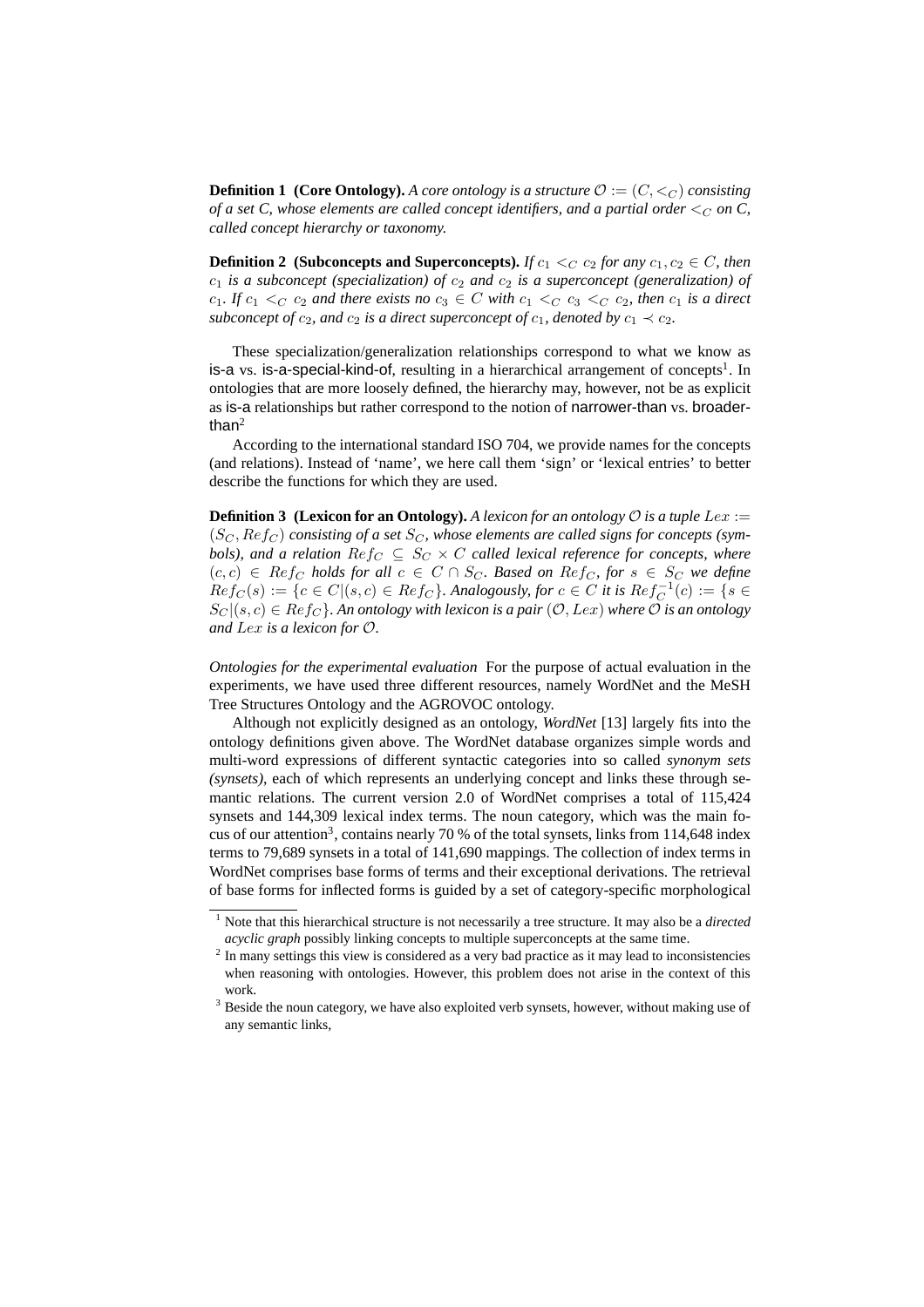**Definition 1 (Core Ontology).** *A core ontology is a structure $\mathcal{O} := (C, <_C)$ consisting of a set C, whose elements are called concept identifiers, and a partial order $<_C$ on C, called concept hierarchy or taxonomy.*

**Definition 2 (Subconcepts and Superconcepts).** *If $c_1 <_C c_2$ for any $c_1, c_2 \in C$, then $c_1$ is a subconcept (specialization) of $c_2$ and $c_2$ is a superconcept (generalization) of $c_1$. If $c_1 <_C c_2$ and there exists no $c_3 \in C$ with $c_1 <_C c_3 <_C c_2$, then $c_1$ is a direct subconcept of $c_2$, and $c_2$ is a direct superconcept of $c_1$, denoted by $c_1 \prec c_2$.*

These specialization/generalization relationships correspond to what we know as is-a vs. is-a-special-kind-of, resulting in a hierarchical arrangement of concepts[1]. In ontologies that are more loosely defined, the hierarchy may, however, not be as explicit as is-a relationships but rather correspond to the notion of narrower-than vs. broader-than[2]

According to the international standard ISO 704, we provide names for the concepts (and relations). Instead of 'name', we here call them 'sign' or 'lexical entries' to better describe the functions for which they are used.

**Definition 3 (Lexicon for an Ontology).** *A lexicon for an ontology $\mathcal{O}$ is a tuple $Lex := (S_C, Ref_C)$ consisting of a set $S_C$, whose elements are called signs for concepts (symbols), and a relation $Ref_C \subseteq S_C \times C$ called lexical reference for concepts, where $(c, c) \in Ref_C$ holds for all $c \in C \cap S_C$. Based on $Ref_C$, for $s \in S_C$ we define $Ref_C(s) := \{c \in C | (s, c) \in Ref_C\}$. Analogously, for $c \in C$ it is $Ref_C^{-1}(c) := \{s \in S_C | (s, c) \in Ref_C\}$. An ontology with lexicon is a pair $(\mathcal{O}, Lex)$ where $\mathcal{O}$ is an ontology and $Lex$ is a lexicon for $\mathcal{O}$.*

*Ontologies for the experimental evaluation* For the purpose of actual evaluation in the experiments, we have used three different resources, namely WordNet and the MeSH Tree Structures Ontology and the AGROVOC ontology.

Although not explicitly designed as an ontology, *WordNet* [13] largely fits into the ontology definitions given above. The WordNet database organizes simple words and multi-word expressions of different syntactic categories into so called *synonym sets (synsets)*, each of which represents an underlying concept and links these through semantic relations. The current version 2.0 of WordNet comprises a total of 115,424 synsets and 144,309 lexical index terms. The noun category, which was the main focus of our attention[3], contains nearly 70 % of the total synsets, links from 114,648 index terms to 79,689 synsets in a total of 141,690 mappings. The collection of index terms in WordNet comprises base forms of terms and their exceptional derivations. The retrieval of base forms for inflected forms is guided by a set of category-specific morphological

[1] Note that this hierarchical structure is not necessarily a tree structure. It may also be a *directed acyclic graph* possibly linking concepts to multiple superconcepts at the same time.

[2] In many settings this view is considered as a very bad practice as it may lead to inconsistencies when reasoning with ontologies. However, this problem does not arise in the context of this work.

[3] Beside the noun category, we have also exploited verb synsets, however, without making use of any semantic links,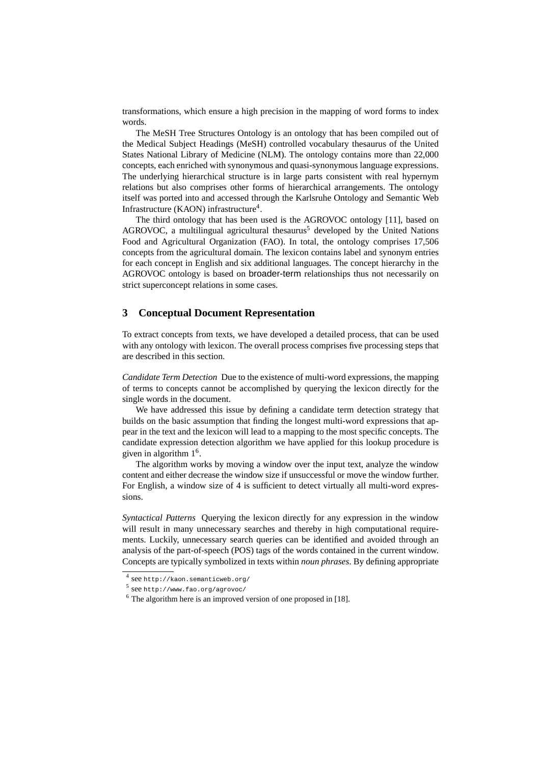transformations, which ensure a high precision in the mapping of word forms to index words.

The MeSH Tree Structures Ontology is an ontology that has been compiled out of the Medical Subject Headings (MeSH) controlled vocabulary thesaurus of the United States National Library of Medicine (NLM). The ontology contains more than 22,000 concepts, each enriched with synonymous and quasi-synonymous language expressions. The underlying hierarchical structure is in large parts consistent with real hypernym relations but also comprises other forms of hierarchical arrangements. The ontology itself was ported into and accessed through the Karlsruhe Ontology and Semantic Web Infrastructure (KAON) infrastructure[4].

The third ontology that has been used is the AGROVOC ontology [11], based on AGROVOC, a multilingual agricultural thesaurus[5] developed by the United Nations Food and Agricultural Organization (FAO). In total, the ontology comprises 17,506 concepts from the agricultural domain. The lexicon contains label and synonym entries for each concept in English and six additional languages. The concept hierarchy in the AGROVOC ontology is based on broader-term relationships thus not necessarily on strict superconcept relations in some cases.

## 3 Conceptual Document Representation

To extract concepts from texts, we have developed a detailed process, that can be used with any ontology with lexicon. The overall process comprises five processing steps that are described in this section.

*Candidate Term Detection* Due to the existence of multi-word expressions, the mapping of terms to concepts cannot be accomplished by querying the lexicon directly for the single words in the document.

We have addressed this issue by defining a candidate term detection strategy that builds on the basic assumption that finding the longest multi-word expressions that appear in the text and the lexicon will lead to a mapping to the most specific concepts. The candidate expression detection algorithm we have applied for this lookup procedure is given in algorithm 1[6].

The algorithm works by moving a window over the input text, analyze the window content and either decrease the window size if unsuccessful or move the window further. For English, a window size of 4 is sufficient to detect virtually all multi-word expressions.

*Syntactical Patterns* Querying the lexicon directly for any expression in the window will result in many unnecessary searches and thereby in high computational requirements. Luckily, unnecessary search queries can be identified and avoided through an analysis of the part-of-speech (POS) tags of the words contained in the current window. Concepts are typically symbolized in texts within *noun phrases*. By defining appropriate

[4] see http://kaon.semanticweb.org/

[5] see http://www.fao.org/agrovoc/

[6] The algorithm here is an improved version of one proposed in [18].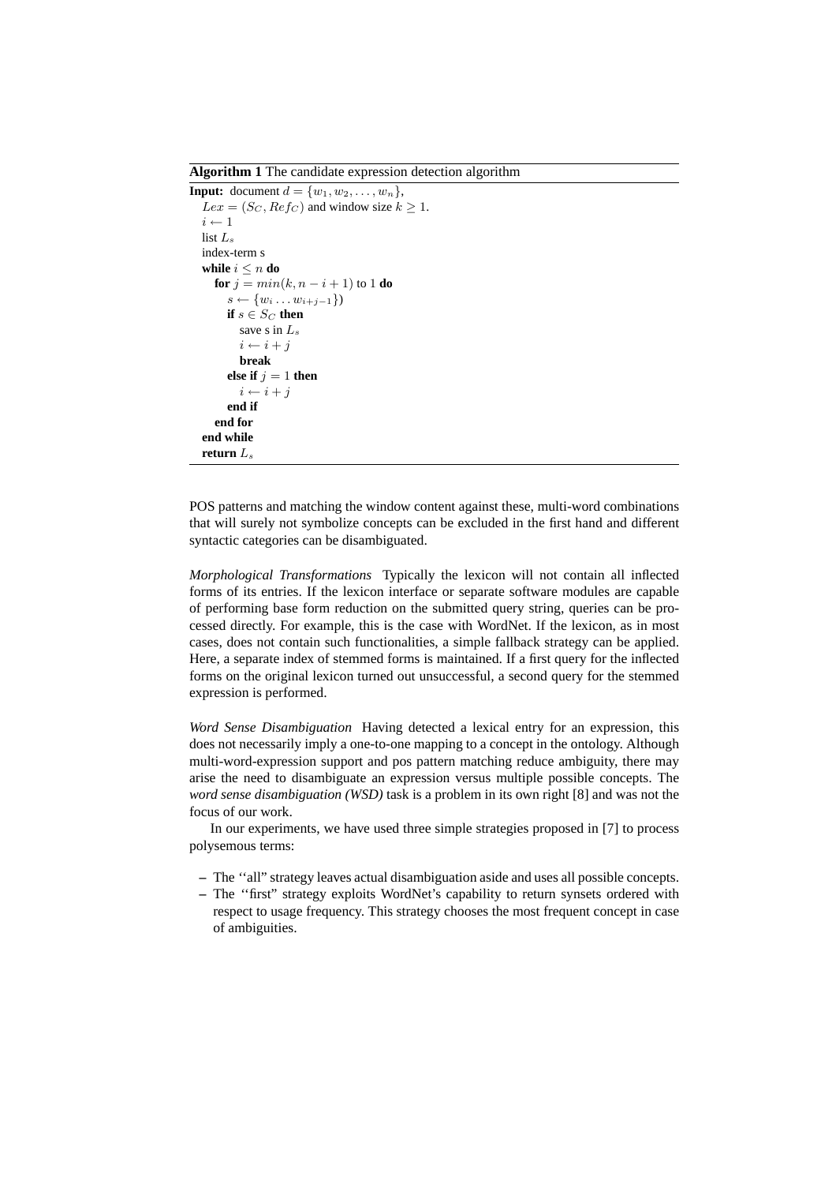**Algorithm 1** The candidate expression detection algorithm

```
Input: document d = {w_1, w_2, ..., w_n},
  Lex = (S_C, Ref_C) and window size k ≥ 1.
  i ← 1
  list L_s
  index-term s
  while i ≤ n do
    for j = min(k, n − i + 1) to 1 do
      s ← {w_i ... w_{i+j−1}})
      if s ∈ S_C then
        save s in L_s
        i ← i + j
        break
      else if j = 1 then
        i ← i + j
      end if
    end for
  end while
  return L_s
```

POS patterns and matching the window content against these, multi-word combinations that will surely not symbolize concepts can be excluded in the first hand and different syntactic categories can be disambiguated.

*Morphological Transformations* Typically the lexicon will not contain all inflected forms of its entries. If the lexicon interface or separate software modules are capable of performing base form reduction on the submitted query string, queries can be processed directly. For example, this is the case with WordNet. If the lexicon, as in most cases, does not contain such functionalities, a simple fallback strategy can be applied. Here, a separate index of stemmed forms is maintained. If a first query for the inflected forms on the original lexicon turned out unsuccessful, a second query for the stemmed expression is performed.

*Word Sense Disambiguation* Having detected a lexical entry for an expression, this does not necessarily imply a one-to-one mapping to a concept in the ontology. Although multi-word-expression support and pos pattern matching reduce ambiguity, there may arise the need to disambiguate an expression versus multiple possible concepts. The *word sense disambiguation (WSD)* task is a problem in its own right [8] and was not the focus of our work.

In our experiments, we have used three simple strategies proposed in [7] to process polysemous terms:

– The ‘‘all” strategy leaves actual disambiguation aside and uses all possible concepts.
– The ‘‘first” strategy exploits WordNet's capability to return synsets ordered with respect to usage frequency. This strategy chooses the most frequent concept in case of ambiguities.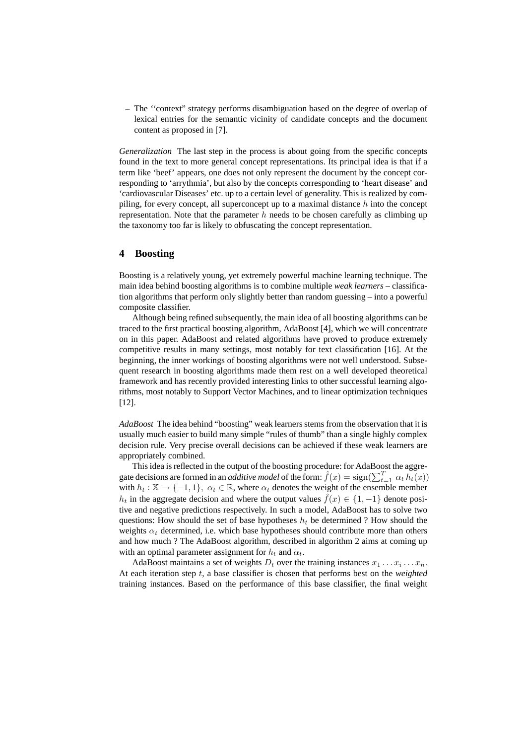– The ''context'' strategy performs disambiguation based on the degree of overlap of lexical entries for the semantic vicinity of candidate concepts and the document content as proposed in [7].

*Generalization* The last step in the process is about going from the specific concepts found in the text to more general concept representations. Its principal idea is that if a term like 'beef' appears, one does not only represent the document by the concept corresponding to 'arrythmia', but also by the concepts corresponding to 'heart disease' and 'cardiovascular Diseases' etc. up to a certain level of generality. This is realized by compiling, for every concept, all superconcept up to a maximal distance $h$ into the concept representation. Note that the parameter $h$ needs to be chosen carefully as climbing up the taxonomy too far is likely to obfuscating the concept representation.

## 4 Boosting

Boosting is a relatively young, yet extremely powerful machine learning technique. The main idea behind boosting algorithms is to combine multiple *weak learners* – classification algorithms that perform only slightly better than random guessing – into a powerful composite classifier.

Although being refined subsequently, the main idea of all boosting algorithms can be traced to the first practical boosting algorithm, AdaBoost [4], which we will concentrate on in this paper. AdaBoost and related algorithms have proved to produce extremely competitive results in many settings, most notably for text classification [16]. At the beginning, the inner workings of boosting algorithms were not well understood. Subsequent research in boosting algorithms made them rest on a well developed theoretical framework and has recently provided interesting links to other successful learning algorithms, most notably to Support Vector Machines, and to linear optimization techniques [12].

*AdaBoost* The idea behind "boosting" weak learners stems from the observation that it is usually much easier to build many simple "rules of thumb" than a single highly complex decision rule. Very precise overall decisions can be achieved if these weak learners are appropriately combined.

This idea is reflected in the output of the boosting procedure: for AdaBoost the aggregate decisions are formed in an *additive model* of the form: $\hat{f}(x) = \mathrm{sign}(\sum_{t=1}^{T} \alpha_t \, h_t(x))$ with $h_t : \mathbb{X} \rightarrow \{-1, 1\},\ \alpha_t \in \mathbb{R}$, where $\alpha_t$ denotes the weight of the ensemble member $h_t$ in the aggregate decision and where the output values $\hat{f}(x) \in \{1, -1\}$ denote positive and negative predictions respectively. In such a model, AdaBoost has to solve two questions: How should the set of base hypotheses $h_t$ be determined ? How should the weights $\alpha_t$ determined, i.e. which base hypotheses should contribute more than others and how much ? The AdaBoost algorithm, described in algorithm 2 aims at coming up with an optimal parameter assignment for $h_t$ and $\alpha_t$.

AdaBoost maintains a set of weights $D_t$ over the training instances $x_1 \ldots x_i \ldots x_n$. At each iteration step $t$, a base classifier is chosen that performs best on the *weighted* training instances. Based on the performance of this base classifier, the final weight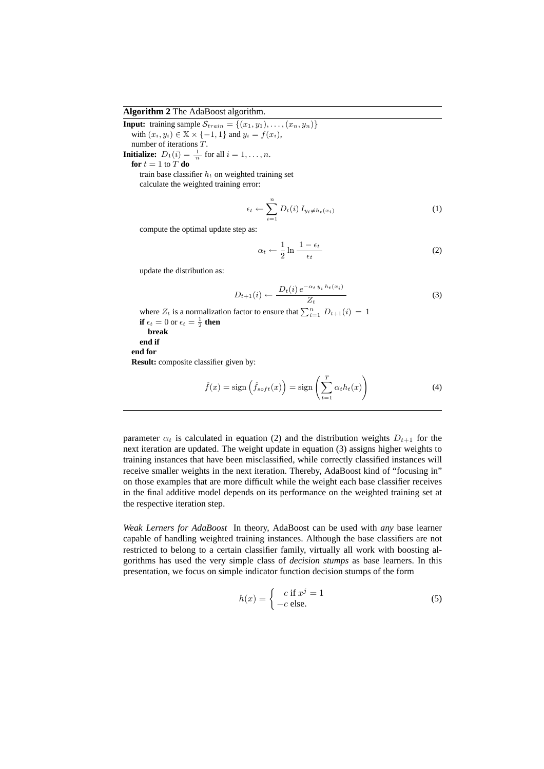**Algorithm 2** The AdaBoost algorithm.

**Input:** training sample $\mathcal{S}_{train} = \{(x_1, y_1), \ldots, (x_n, y_n)\}$
with $(x_i, y_i) \in \mathbb{X} \times \{-1, 1\}$ and $y_i = f(x_i)$,
number of iterations $T$.

**Initialize:** $D_1(i) = \frac{1}{n}$ for all $i = 1, \ldots, n$.

**for** $t = 1$ to $T$ **do**

train base classifier $h_t$ on weighted training set
calculate the weighted training error:

$$\epsilon_t \leftarrow \sum_{i=1}^{n} D_t(i)\, I_{y_i \neq h_t(x_i)} \tag{1}$$

compute the optimal update step as:

$$\alpha_t \leftarrow \frac{1}{2} \ln \frac{1 - \epsilon_t}{\epsilon_t} \tag{2}$$

update the distribution as:

$$D_{t+1}(i) \leftarrow \frac{D_t(i)\, e^{-\alpha_t\, y_i\, h_t(x_i)}}{Z_t} \tag{3}$$

where $Z_t$ is a normalization factor to ensure that $\sum_{i=1}^{n} D_{t+1}(i) = 1$

**if** $\epsilon_t = 0$ or $\epsilon_t = \frac{1}{2}$ **then**

**break**

**end if**

**end for**

**Result:** composite classifier given by:

$$\hat{f}(x) = \text{sign}\left(\hat{f}_{soft}(x)\right) = \text{sign}\left(\sum_{t=1}^{T} \alpha_t h_t(x)\right) \tag{4}$$

parameter $\alpha_t$ is calculated in equation (2) and the distribution weights $D_{t+1}$ for the next iteration are updated. The weight update in equation (3) assigns higher weights to training instances that have been misclassified, while correctly classified instances will receive smaller weights in the next iteration. Thereby, AdaBoost kind of "focusing in" on those examples that are more difficult while the weight each base classifier receives in the final additive model depends on its performance on the weighted training set at the respective iteration step.

*Weak Lerners for AdaBoost* In theory, AdaBoost can be used with *any* base learner capable of handling weighted training instances. Although the base classifiers are not restricted to belong to a certain classifier family, virtually all work with boosting algorithms has used the very simple class of *decision stumps* as base learners. In this presentation, we focus on simple indicator function decision stumps of the form

$$h(x) = \begin{cases} c \text{ if } x^j = 1 \\ -c \text{ else.} \end{cases} \tag{5}$$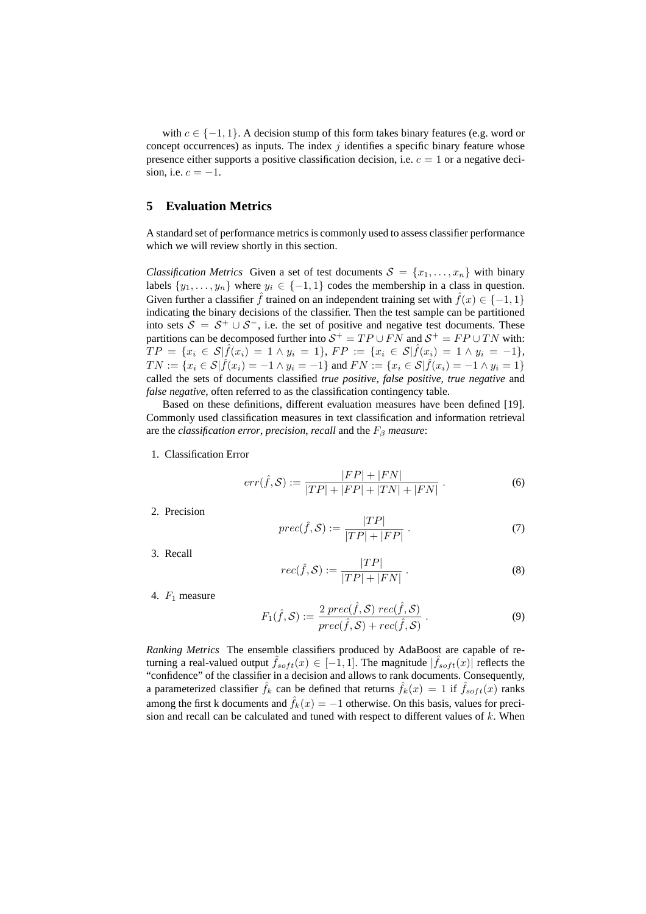with $c \in \{-1, 1\}$. A decision stump of this form takes binary features (e.g. word or concept occurrences) as inputs. The index $j$ identifies a specific binary feature whose presence either supports a positive classification decision, i.e. $c = 1$ or a negative decision, i.e. $c = -1$.

## 5 Evaluation Metrics

A standard set of performance metrics is commonly used to assess classifier performance which we will review shortly in this section.

*Classification Metrics* Given a set of test documents $\mathcal{S} = \{x_1, \ldots, x_n\}$ with binary labels $\{y_1, \ldots, y_n\}$ where $y_i \in \{-1, 1\}$ codes the membership in a class in question. Given further a classifier $\hat{f}$ trained on an independent training set with $\hat{f}(x) \in \{-1, 1\}$ indicating the binary decisions of the classifier. Then the test sample can be partitioned into sets $\mathcal{S} = \mathcal{S}^+ \cup \mathcal{S}^-$, i.e. the set of positive and negative test documents. These partitions can be decomposed further into $\mathcal{S}^+ = TP \cup FN$ and $\mathcal{S}^+ = FP \cup TN$ with: $TP = \{x_i \in \mathcal{S} | \hat{f}(x_i) = 1 \wedge y_i = 1\}$, $FP := \{x_i \in \mathcal{S} | \hat{f}(x_i) = 1 \wedge y_i = -1\}$, $TN := \{x_i \in \mathcal{S} | \hat{f}(x_i) = -1 \wedge y_i = -1\}$ and $FN := \{x_i \in \mathcal{S} | \hat{f}(x_i) = -1 \wedge y_i = 1\}$ called the sets of documents classified *true positive*, *false positive*, *true negative* and *false negative*, often referred to as the classification contingency table.

Based on these definitions, different evaluation measures have been defined [19]. Commonly used classification measures in text classification and information retrieval are the *classification error*, *precision*, *recall* and the $F_\beta$ *measure*:

1. Classification Error
$$err(\hat{f}, \mathcal{S}) := \frac{|FP| + |FN|}{|TP| + |FP| + |TN| + |FN|} \ . \tag{6}$$

2. Precision
$$prec(\hat{f}, \mathcal{S}) := \frac{|TP|}{|TP| + |FP|} \ . \tag{7}$$

3. Recall
$$rec(\hat{f}, \mathcal{S}) := \frac{|TP|}{|TP| + |FN|} \ . \tag{8}$$

4. $F_1$ measure
$$F_1(\hat{f}, \mathcal{S}) := \frac{2 \, prec(\hat{f}, \mathcal{S}) \, rec(\hat{f}, \mathcal{S})}{prec(\hat{f}, \mathcal{S}) + rec(\hat{f}, \mathcal{S})} \ . \tag{9}$$

*Ranking Metrics* The ensemble classifiers produced by AdaBoost are capable of returning a real-valued output $\hat{f}_{soft}(x) \in [-1, 1]$. The magnitude $|\hat{f}_{soft}(x)|$ reflects the "confidence" of the classifier in a decision and allows to rank documents. Consequently, a parameterized classifier $\hat{f}_k$ can be defined that returns $\hat{f}_k(x) = 1$ if $\hat{f}_{soft}(x)$ ranks among the first k documents and $\hat{f}_k(x) = -1$ otherwise. On this basis, values for precision and recall can be calculated and tuned with respect to different values of $k$. When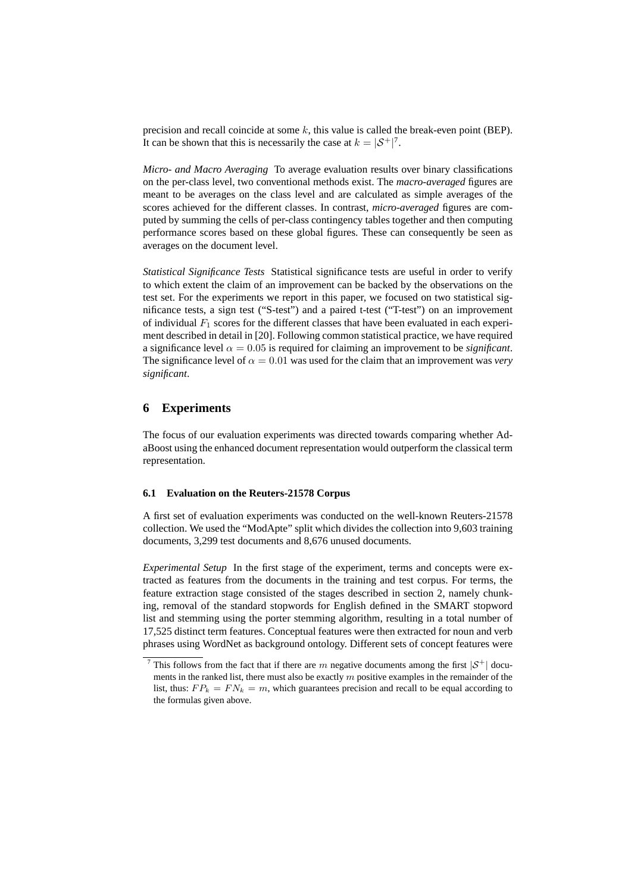precision and recall coincide at some $k$, this value is called the break-even point (BEP). It can be shown that this is necessarily the case at $k = |\mathcal{S}^+|$[7].

*Micro- and Macro Averaging* To average evaluation results over binary classifications on the per-class level, two conventional methods exist. The *macro-averaged* figures are meant to be averages on the class level and are calculated as simple averages of the scores achieved for the different classes. In contrast, *micro-averaged* figures are computed by summing the cells of per-class contingency tables together and then computing performance scores based on these global figures. These can consequently be seen as averages on the document level.

*Statistical Significance Tests* Statistical significance tests are useful in order to verify to which extent the claim of an improvement can be backed by the observations on the test set. For the experiments we report in this paper, we focused on two statistical significance tests, a sign test ("S-test") and a paired t-test ("T-test") on an improvement of individual $F_1$ scores for the different classes that have been evaluated in each experiment described in detail in [20]. Following common statistical practice, we have required a significance level $\alpha = 0.05$ is required for claiming an improvement to be *significant*. The significance level of $\alpha = 0.01$ was used for the claim that an improvement was *very significant*.

# 6 Experiments

The focus of our evaluation experiments was directed towards comparing whether AdaBoost using the enhanced document representation would outperform the classical term representation.

## 6.1 Evaluation on the Reuters-21578 Corpus

A first set of evaluation experiments was conducted on the well-known Reuters-21578 collection. We used the "ModApte" split which divides the collection into 9,603 training documents, 3,299 test documents and 8,676 unused documents.

*Experimental Setup* In the first stage of the experiment, terms and concepts were extracted as features from the documents in the training and test corpus. For terms, the feature extraction stage consisted of the stages described in section 2, namely chunking, removal of the standard stopwords for English defined in the SMART stopword list and stemming using the porter stemming algorithm, resulting in a total number of 17,525 distinct term features. Conceptual features were then extracted for noun and verb phrases using WordNet as background ontology. Different sets of concept features were

[7] This follows from the fact that if there are $m$ negative documents among the first $|\mathcal{S}^+|$ documents in the ranked list, there must also be exactly $m$ positive examples in the remainder of the list, thus: $FP_k = FN_k = m$, which guarantees precision and recall to be equal according to the formulas given above.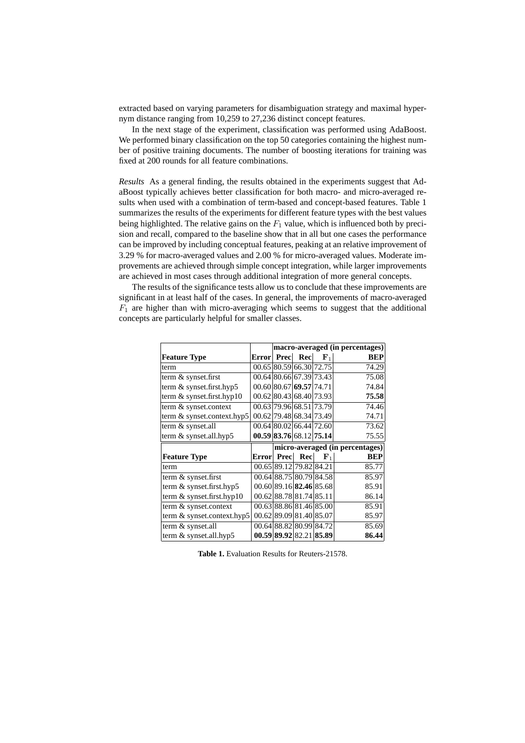extracted based on varying parameters for disambiguation strategy and maximal hypernym distance ranging from 10,259 to 27,236 distinct concept features.

In the next stage of the experiment, classification was performed using AdaBoost. We performed binary classification on the top 50 categories containing the highest number of positive training documents. The number of boosting iterations for training was fixed at 200 rounds for all feature combinations.

*Results* As a general finding, the results obtained in the experiments suggest that AdaBoost typically achieves better classification for both macro- and micro-averaged results when used with a combination of term-based and concept-based features. Table 1 summarizes the results of the experiments for different feature types with the best values being highlighted. The relative gains on the $F_1$ value, which is influenced both by precision and recall, compared to the baseline show that in all but one cases the performance can be improved by including conceptual features, peaking at an relative improvement of 3.29 % for macro-averaged values and 2.00 % for micro-averaged values. Moderate improvements are achieved through simple concept integration, while larger improvements are achieved in most cases through additional integration of more general concepts.

The results of the significance tests allow us to conclude that these improvements are significant in at least half of the cases. In general, the improvements of macro-averaged $F_1$ are higher than with micro-averaging which seems to suggest that the additional concepts are particularly helpful for smaller classes.

| | | **macro-averaged (in percentages)** | | | |
|---|---|---|---|---|---|
| **Feature Type** | **Error** | **Prec** | **Rec** | $\mathbf{F}_1$ | **BEP** |
| term | 00.65 | 80.59 | 66.30 | 72.75 | 74.29 |
| term & synset.first | 00.64 | 80.66 | 67.39 | 73.43 | 75.08 |
| term & synset.first.hyp5 | 00.60 | 80.67 | **69.57** | 74.71 | 74.84 |
| term & synset.first.hyp10 | 00.62 | 80.43 | 68.40 | 73.93 | **75.58** |
| term & synset.context | 00.63 | 79.96 | 68.51 | 73.79 | 74.46 |
| term & synset.context.hyp5 | 00.62 | 79.48 | 68.34 | 73.49 | 74.71 |
| term & synset.all | 00.64 | 80.02 | 66.44 | 72.60 | 73.62 |
| term & synset.all.hyp5 | **00.59** | **83.76** | 68.12 | **75.14** | 75.55 |
| | | **micro-averaged (in percentages)** | | | |
| **Feature Type** | **Error** | **Prec** | **Rec** | $\mathbf{F}_1$ | **BEP** |
| term | 00.65 | 89.12 | 79.82 | 84.21 | 85.77 |
| term & synset.first | 00.64 | 88.75 | 80.79 | 84.58 | 85.97 |
| term & synset.first.hyp5 | 00.60 | 89.16 | **82.46** | 85.68 | 85.91 |
| term & synset.first.hyp10 | 00.62 | 88.78 | 81.74 | 85.11 | 86.14 |
| term & synset.context | 00.63 | 88.86 | 81.46 | 85.00 | 85.91 |
| term & synset.context.hyp5 | 00.62 | 89.09 | 81.40 | 85.07 | 85.97 |
| term & synset.all | 00.64 | 88.82 | 80.99 | 84.72 | 85.69 |
| term & synset.all.hyp5 | **00.59** | **89.92** | 82.21 | **85.89** | **86.44** |

**Table 1.** Evaluation Results for Reuters-21578.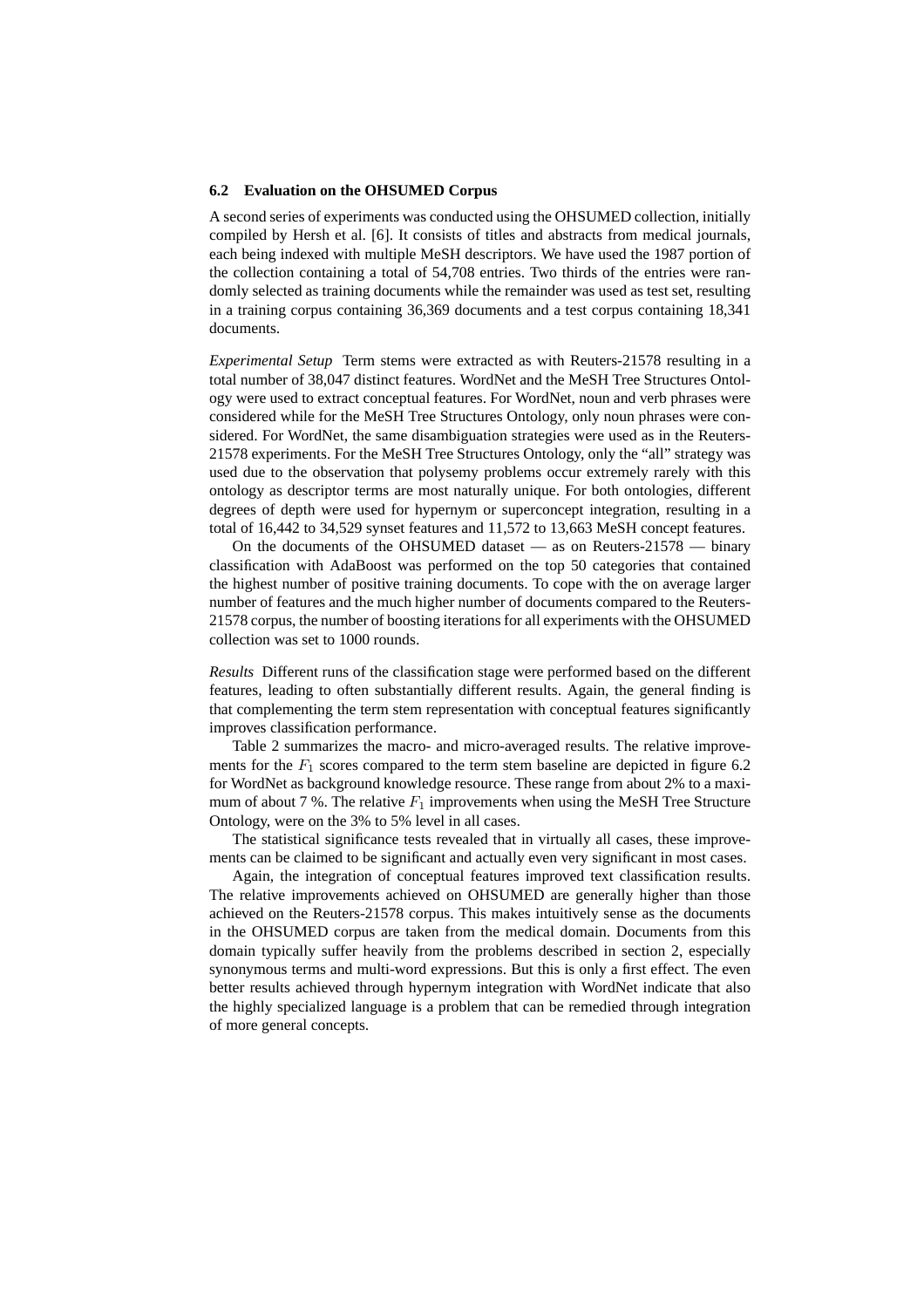### 6.2 Evaluation on the OHSUMED Corpus

A second series of experiments was conducted using the OHSUMED collection, initially compiled by Hersh et al. [6]. It consists of titles and abstracts from medical journals, each being indexed with multiple MeSH descriptors. We have used the 1987 portion of the collection containing a total of 54,708 entries. Two thirds of the entries were randomly selected as training documents while the remainder was used as test set, resulting in a training corpus containing 36,369 documents and a test corpus containing 18,341 documents.

*Experimental Setup* Term stems were extracted as with Reuters-21578 resulting in a total number of 38,047 distinct features. WordNet and the MeSH Tree Structures Ontology were used to extract conceptual features. For WordNet, noun and verb phrases were considered while for the MeSH Tree Structures Ontology, only noun phrases were considered. For WordNet, the same disambiguation strategies were used as in the Reuters-21578 experiments. For the MeSH Tree Structures Ontology, only the "all" strategy was used due to the observation that polysemy problems occur extremely rarely with this ontology as descriptor terms are most naturally unique. For both ontologies, different degrees of depth were used for hypernym or superconcept integration, resulting in a total of 16,442 to 34,529 synset features and 11,572 to 13,663 MeSH concept features.

On the documents of the OHSUMED dataset — as on Reuters-21578 — binary classification with AdaBoost was performed on the top 50 categories that contained the highest number of positive training documents. To cope with the on average larger number of features and the much higher number of documents compared to the Reuters-21578 corpus, the number of boosting iterations for all experiments with the OHSUMED collection was set to 1000 rounds.

*Results* Different runs of the classification stage were performed based on the different features, leading to often substantially different results. Again, the general finding is that complementing the term stem representation with conceptual features significantly improves classification performance.

Table 2 summarizes the macro- and micro-averaged results. The relative improvements for the $F_1$ scores compared to the term stem baseline are depicted in figure 6.2 for WordNet as background knowledge resource. These range from about 2% to a maximum of about 7 %. The relative $F_1$ improvements when using the MeSH Tree Structure Ontology, were on the 3% to 5% level in all cases.

The statistical significance tests revealed that in virtually all cases, these improvements can be claimed to be significant and actually even very significant in most cases.

Again, the integration of conceptual features improved text classification results. The relative improvements achieved on OHSUMED are generally higher than those achieved on the Reuters-21578 corpus. This makes intuitively sense as the documents in the OHSUMED corpus are taken from the medical domain. Documents from this domain typically suffer heavily from the problems described in section 2, especially synonymous terms and multi-word expressions. But this is only a first effect. The even better results achieved through hypernym integration with WordNet indicate that also the highly specialized language is a problem that can be remedied through integration of more general concepts.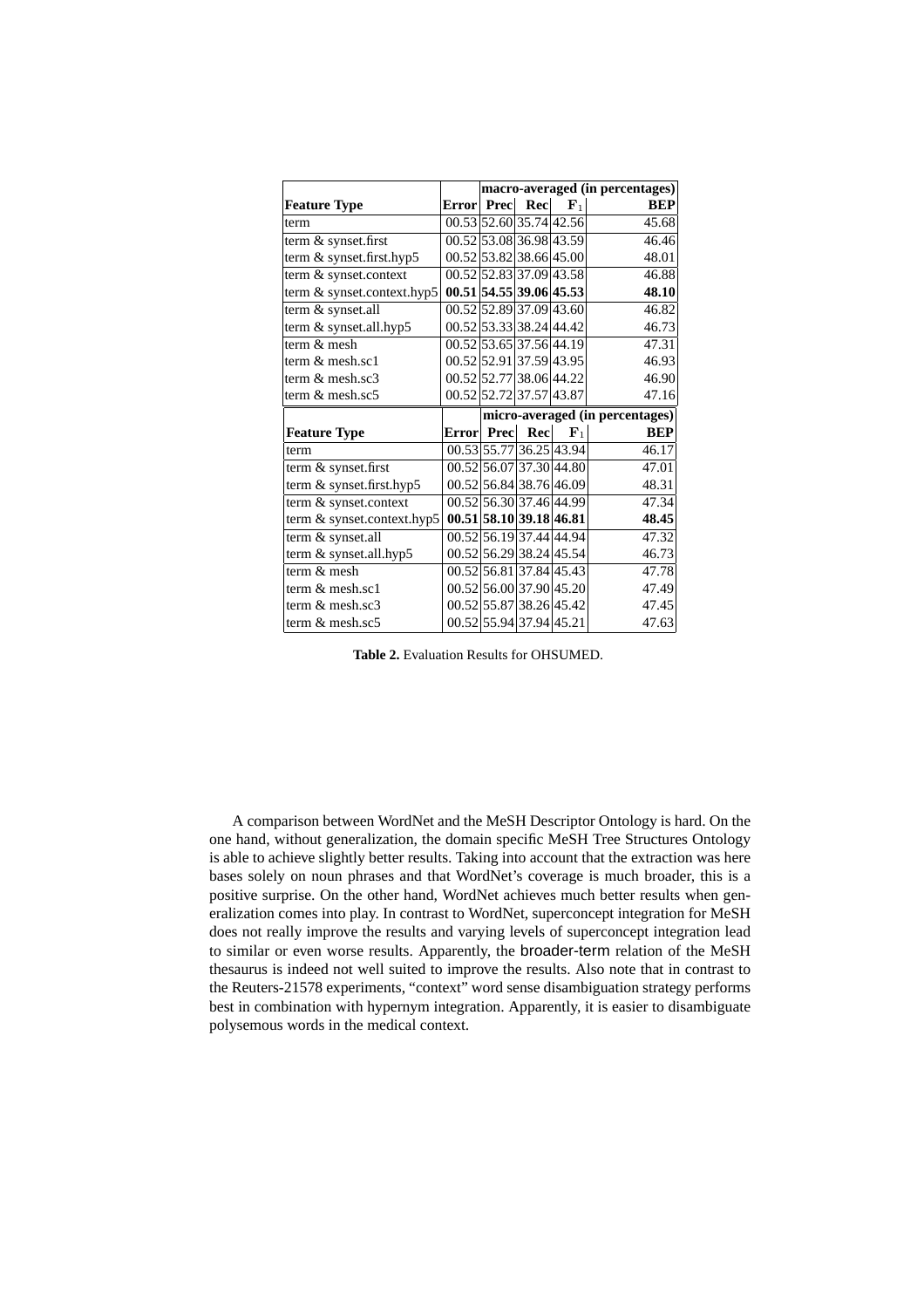| | | macro-averaged (in percentages) | | | |
|---|---|---|---|---|---|
| **Feature Type** | **Error** | **Prec** | **Rec** | $\mathbf{F}_1$ | **BEP** |
| term | 00.53 | 52.60 | 35.74 | 42.56 | 45.68 |
| term & synset.first | 00.52 | 53.08 | 36.98 | 43.59 | 46.46 |
| term & synset.first.hyp5 | 00.52 | 53.82 | 38.66 | 45.00 | 48.01 |
| term & synset.context | 00.52 | 52.83 | 37.09 | 43.58 | 46.88 |
| term & synset.context.hyp5 | **00.51** | **54.55** | **39.06** | **45.53** | **48.10** |
| term & synset.all | 00.52 | 52.89 | 37.09 | 43.60 | 46.82 |
| term & synset.all.hyp5 | 00.52 | 53.33 | 38.24 | 44.42 | 46.73 |
| term & mesh | 00.52 | 53.65 | 37.56 | 44.19 | 47.31 |
| term & mesh.sc1 | 00.52 | 52.91 | 37.59 | 43.95 | 46.93 |
| term & mesh.sc3 | 00.52 | 52.77 | 38.06 | 44.22 | 46.90 |
| term & mesh.sc5 | 00.52 | 52.72 | 37.57 | 43.87 | 47.16 |
| | | **micro-averaged (in percentages)** | | | |
| **Feature Type** | **Error** | **Prec** | **Rec** | $\mathbf{F}_1$ | **BEP** |
| term | 00.53 | 55.77 | 36.25 | 43.94 | 46.17 |
| term & synset.first | 00.52 | 56.07 | 37.30 | 44.80 | 47.01 |
| term & synset.first.hyp5 | 00.52 | 56.84 | 38.76 | 46.09 | 48.31 |
| term & synset.context | 00.52 | 56.30 | 37.46 | 44.99 | 47.34 |
| term & synset.context.hyp5 | **00.51** | **58.10** | **39.18** | **46.81** | **48.45** |
| term & synset.all | 00.52 | 56.19 | 37.44 | 44.94 | 47.32 |
| term & synset.all.hyp5 | 00.52 | 56.29 | 38.24 | 45.54 | 46.73 |
| term & mesh | 00.52 | 56.81 | 37.84 | 45.43 | 47.78 |
| term & mesh.sc1 | 00.52 | 56.00 | 37.90 | 45.20 | 47.49 |
| term & mesh.sc3 | 00.52 | 55.87 | 38.26 | 45.42 | 47.45 |
| term & mesh.sc5 | 00.52 | 55.94 | 37.94 | 45.21 | 47.63 |

**Table 2.** Evaluation Results for OHSUMED.

A comparison between WordNet and the MeSH Descriptor Ontology is hard. On the one hand, without generalization, the domain specific MeSH Tree Structures Ontology is able to achieve slightly better results. Taking into account that the extraction was here bases solely on noun phrases and that WordNet's coverage is much broader, this is a positive surprise. On the other hand, WordNet achieves much better results when generalization comes into play. In contrast to WordNet, superconcept integration for MeSH does not really improve the results and varying levels of superconcept integration lead to similar or even worse results. Apparently, the broader-term relation of the MeSH thesaurus is indeed not well suited to improve the results. Also note that in contrast to the Reuters-21578 experiments, "context" word sense disambiguation strategy performs best in combination with hypernym integration. Apparently, it is easier to disambiguate polysemous words in the medical context.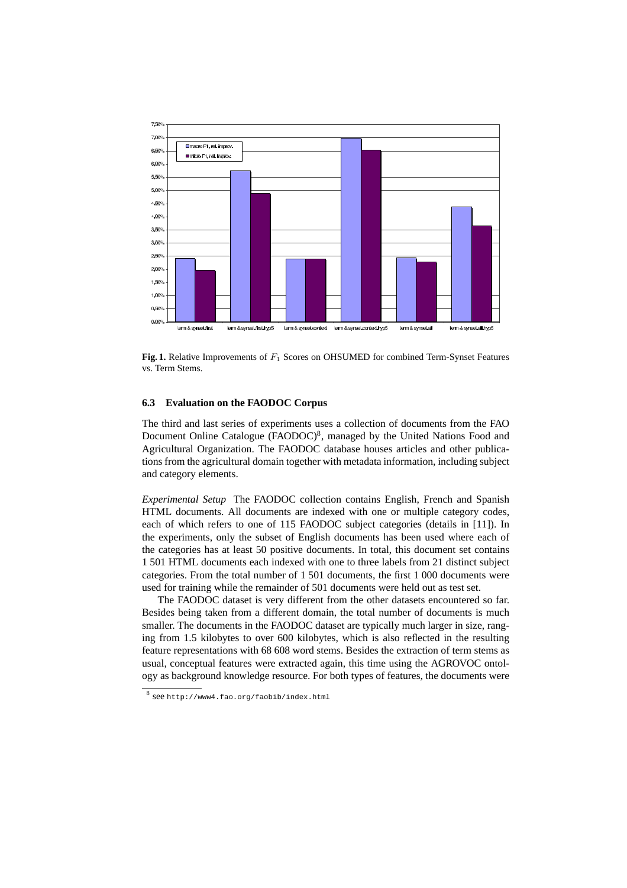**Fig. 1.** Relative Improvements of $F_1$ Scores on OHSUMED for combined Term-Synset Features vs. Term Stems.

### 6.3 Evaluation on the FAODOC Corpus

The third and last series of experiments uses a collection of documents from the FAO Document Online Catalogue (FAODOC)[8], managed by the United Nations Food and Agricultural Organization. The FAODOC database houses articles and other publications from the agricultural domain together with metadata information, including subject and category elements.

*Experimental Setup* The FAODOC collection contains English, French and Spanish HTML documents. All documents are indexed with one or multiple category codes, each of which refers to one of 115 FAODOC subject categories (details in [11]). In the experiments, only the subset of English documents has been used where each of the categories has at least 50 positive documents. In total, this document set contains 1 501 HTML documents each indexed with one to three labels from 21 distinct subject categories. From the total number of 1 501 documents, the first 1 000 documents were used for training while the remainder of 501 documents were held out as test set.

The FAODOC dataset is very different from the other datasets encountered so far. Besides being taken from a different domain, the total number of documents is much smaller. The documents in the FAODOC dataset are typically much larger in size, ranging from 1.5 kilobytes to over 600 kilobytes, which is also reflected in the resulting feature representations with 68 608 word stems. Besides the extraction of term stems as usual, conceptual features were extracted again, this time using the AGROVOC ontology as background knowledge resource. For both types of features, the documents were

[8] see `http://www4.fao.org/faobib/index.html`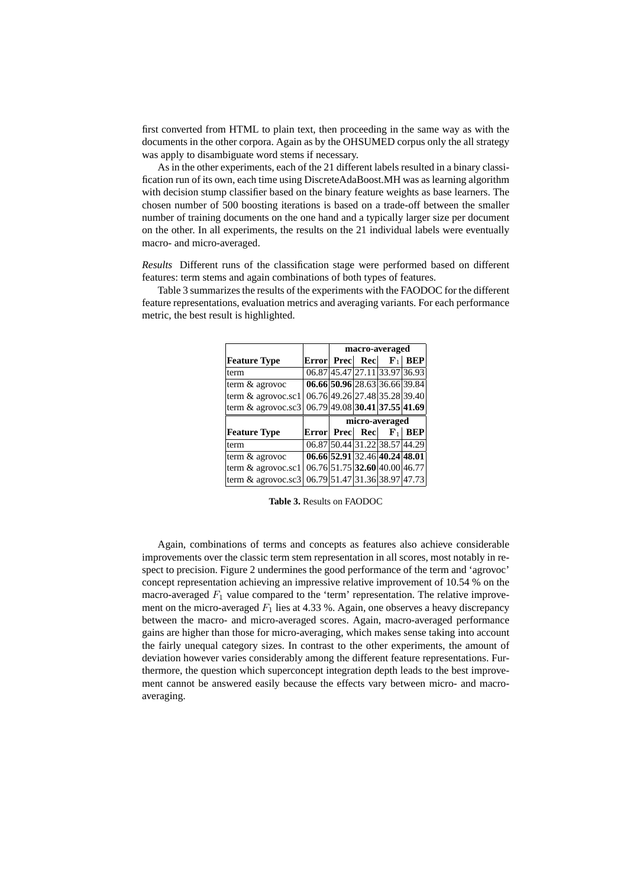first converted from HTML to plain text, then proceeding in the same way as with the documents in the other corpora. Again as by the OHSUMED corpus only the all strategy was apply to disambiguate word stems if necessary.

As in the other experiments, each of the 21 different labels resulted in a binary classification run of its own, each time using DiscreteAdaBoost.MH was as learning algorithm with decision stump classifier based on the binary feature weights as base learners. The chosen number of 500 boosting iterations is based on a trade-off between the smaller number of training documents on the one hand and a typically larger size per document on the other. In all experiments, the results on the 21 individual labels were eventually macro- and micro-averaged.

*Results* Different runs of the classification stage were performed based on different features: term stems and again combinations of both types of features.

Table 3 summarizes the results of the experiments with the FAODOC for the different feature representations, evaluation metrics and averaging variants. For each performance metric, the best result is highlighted.

| | | macro-averaged | | | |
|---|---|---|---|---|---|
| **Feature Type** | **Error** | **Prec** | **Rec** | $\mathbf{F}_1$ | **BEP** |
| term | 06.87 | 45.47 | 27.11 | 33.97 | 36.93 |
| term & agrovoc | **06.66** | **50.96** | 28.63 | 36.66 | 39.84 |
| term & agrovoc.sc1 | 06.76 | 49.26 | 27.48 | 35.28 | 39.40 |
| term & agrovoc.sc3 | 06.79 | 49.08 | **30.41** | **37.55** | **41.69** |
| | | **micro-averaged** | | | |
| **Feature Type** | **Error** | **Prec** | **Rec** | $\mathbf{F}_1$ | **BEP** |
| term | 06.87 | 50.44 | 31.22 | 38.57 | 44.29 |
| term & agrovoc | **06.66** | **52.91** | 32.46 | **40.24** | **48.01** |
| term & agrovoc.sc1 | 06.76 | 51.75 | **32.60** | 40.00 | 46.77 |
| term & agrovoc.sc3 | 06.79 | 51.47 | 31.36 | 38.97 | 47.73 |

**Table 3.** Results on FAODOC

Again, combinations of terms and concepts as features also achieve considerable improvements over the classic term stem representation in all scores, most notably in respect to precision. Figure 2 undermines the good performance of the term and 'agrovoc' concept representation achieving an impressive relative improvement of 10.54 % on the macro-averaged $F_1$ value compared to the 'term' representation. The relative improvement on the micro-averaged $F_1$ lies at 4.33 %. Again, one observes a heavy discrepancy between the macro- and micro-averaged scores. Again, macro-averaged performance gains are higher than those for micro-averaging, which makes sense taking into account the fairly unequal category sizes. In contrast to the other experiments, the amount of deviation however varies considerably among the different feature representations. Furthermore, the question which superconcept integration depth leads to the best improvement cannot be answered easily because the effects vary between micro- and macro-averaging.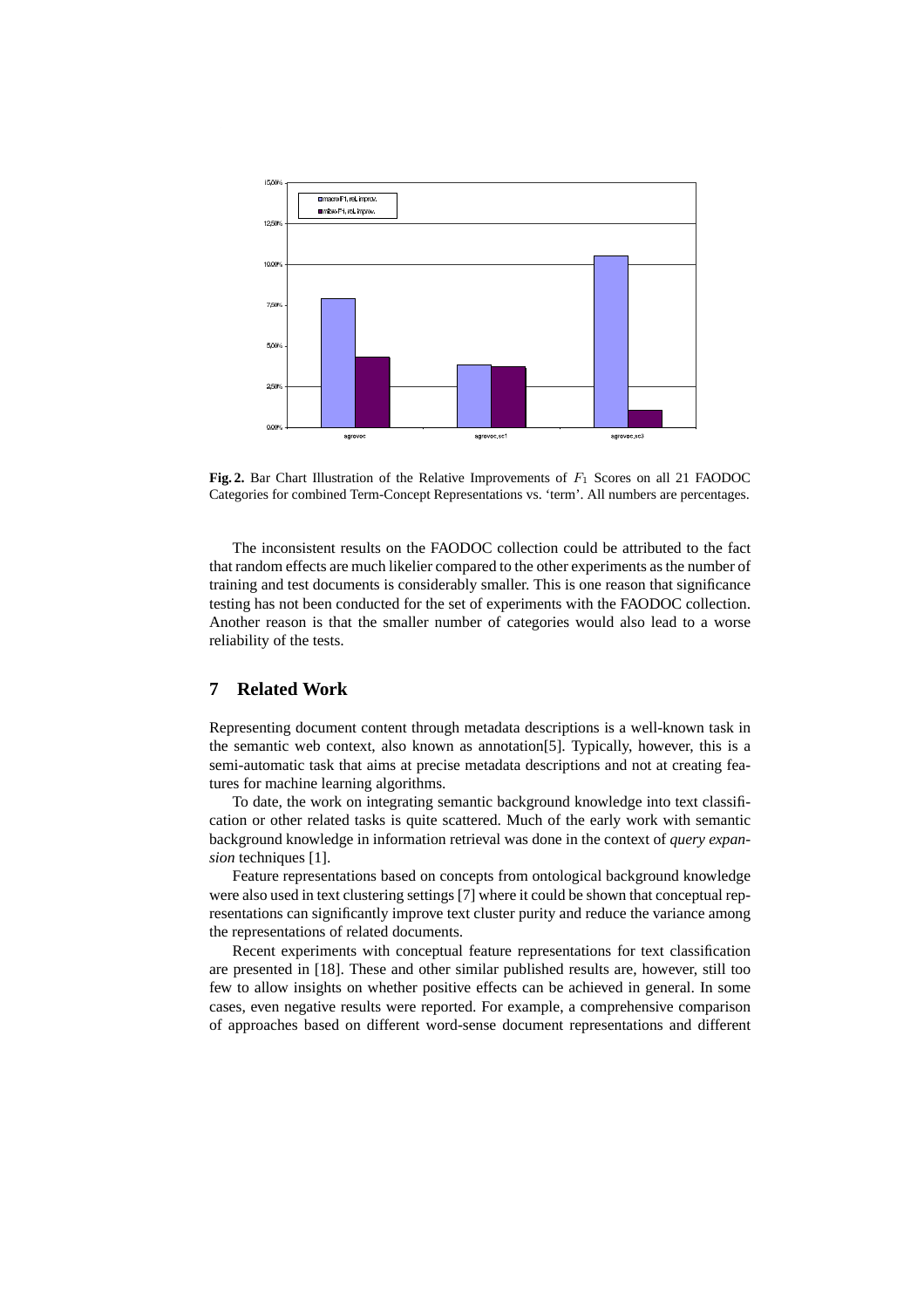**Fig. 2.** Bar Chart Illustration of the Relative Improvements of $F_1$ Scores on all 21 FAODOC Categories for combined Term-Concept Representations vs. 'term'. All numbers are percentages.

The inconsistent results on the FAODOC collection could be attributed to the fact that random effects are much likelier compared to the other experiments as the number of training and test documents is considerably smaller. This is one reason that significance testing has not been conducted for the set of experiments with the FAODOC collection. Another reason is that the smaller number of categories would also lead to a worse reliability of the tests.

## 7 Related Work

Representing document content through metadata descriptions is a well-known task in the semantic web context, also known as annotation[5]. Typically, however, this is a semi-automatic task that aims at precise metadata descriptions and not at creating features for machine learning algorithms.

To date, the work on integrating semantic background knowledge into text classification or other related tasks is quite scattered. Much of the early work with semantic background knowledge in information retrieval was done in the context of *query expansion* techniques [1].

Feature representations based on concepts from ontological background knowledge were also used in text clustering settings [7] where it could be shown that conceptual representations can significantly improve text cluster purity and reduce the variance among the representations of related documents.

Recent experiments with conceptual feature representations for text classification are presented in [18]. These and other similar published results are, however, still too few to allow insights on whether positive effects can be achieved in general. In some cases, even negative results were reported. For example, a comprehensive comparison of approaches based on different word-sense document representations and different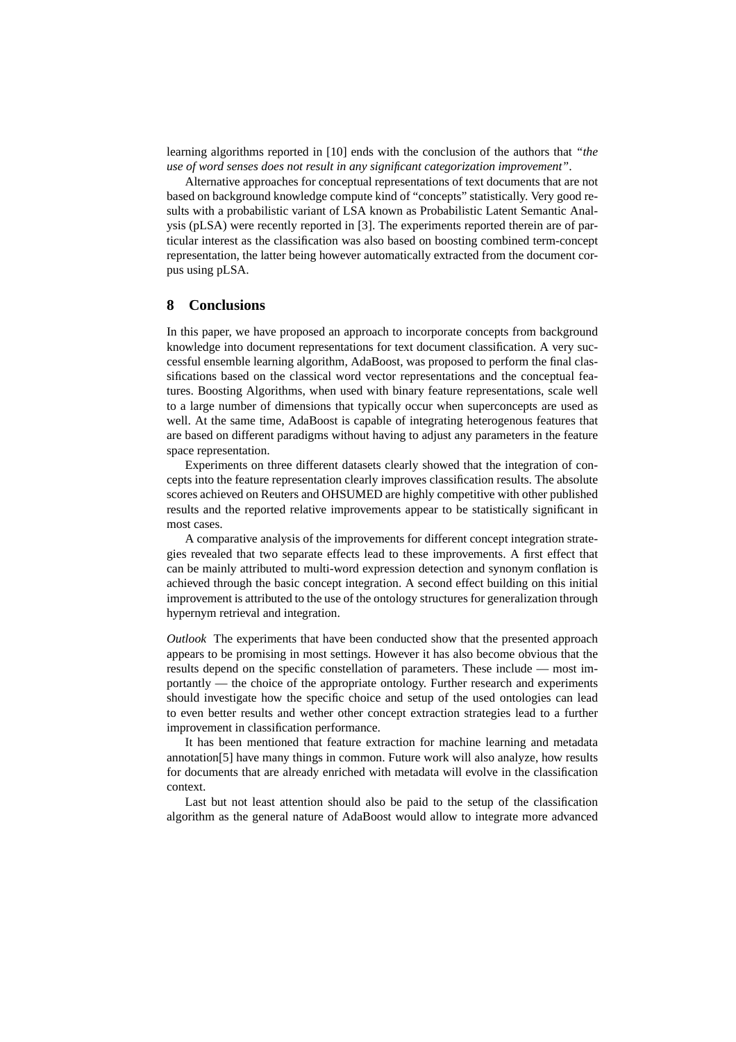learning algorithms reported in [10] ends with the conclusion of the authors that *"the use of word senses does not result in any significant categorization improvement"*.

Alternative approaches for conceptual representations of text documents that are not based on background knowledge compute kind of "concepts" statistically. Very good results with a probabilistic variant of LSA known as Probabilistic Latent Semantic Analysis (pLSA) were recently reported in [3]. The experiments reported therein are of particular interest as the classification was also based on boosting combined term-concept representation, the latter being however automatically extracted from the document corpus using pLSA.

## 8 Conclusions

In this paper, we have proposed an approach to incorporate concepts from background knowledge into document representations for text document classification. A very successful ensemble learning algorithm, AdaBoost, was proposed to perform the final classifications based on the classical word vector representations and the conceptual features. Boosting Algorithms, when used with binary feature representations, scale well to a large number of dimensions that typically occur when superconcepts are used as well. At the same time, AdaBoost is capable of integrating heterogenous features that are based on different paradigms without having to adjust any parameters in the feature space representation.

Experiments on three different datasets clearly showed that the integration of concepts into the feature representation clearly improves classification results. The absolute scores achieved on Reuters and OHSUMED are highly competitive with other published results and the reported relative improvements appear to be statistically significant in most cases.

A comparative analysis of the improvements for different concept integration strategies revealed that two separate effects lead to these improvements. A first effect that can be mainly attributed to multi-word expression detection and synonym conflation is achieved through the basic concept integration. A second effect building on this initial improvement is attributed to the use of the ontology structures for generalization through hypernym retrieval and integration.

*Outlook* The experiments that have been conducted show that the presented approach appears to be promising in most settings. However it has also become obvious that the results depend on the specific constellation of parameters. These include — most importantly — the choice of the appropriate ontology. Further research and experiments should investigate how the specific choice and setup of the used ontologies can lead to even better results and wether other concept extraction strategies lead to a further improvement in classification performance.

It has been mentioned that feature extraction for machine learning and metadata annotation[5] have many things in common. Future work will also analyze, how results for documents that are already enriched with metadata will evolve in the classification context.

Last but not least attention should also be paid to the setup of the classification algorithm as the general nature of AdaBoost would allow to integrate more advanced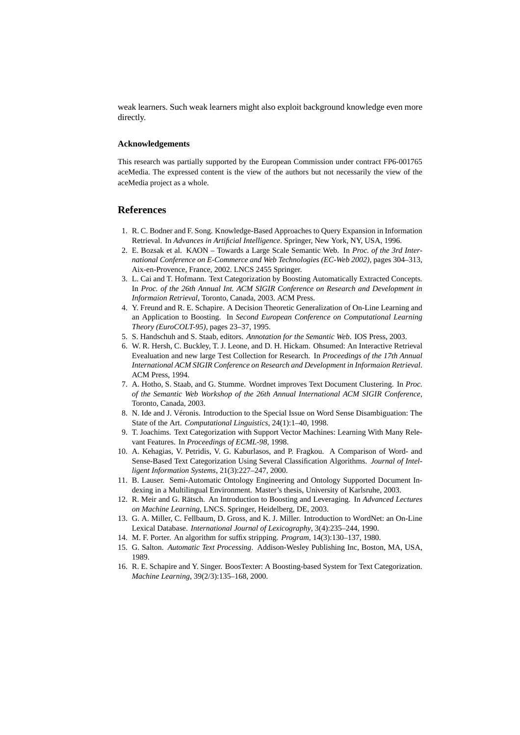weak learners. Such weak learners might also exploit background knowledge even more directly.

### Acknowledgements

This research was partially supported by the European Commission under contract FP6-001765 aceMedia. The expressed content is the view of the authors but not necessarily the view of the aceMedia project as a whole.

## References

1. R. C. Bodner and F. Song. Knowledge-Based Approaches to Query Expansion in Information Retrieval. In *Advances in Artificial Intelligence*. Springer, New York, NY, USA, 1996.
2. E. Bozsak et al. KAON – Towards a Large Scale Semantic Web. In *Proc. of the 3rd International Conference on E-Commerce and Web Technologies (EC-Web 2002)*, pages 304–313, Aix-en-Provence, France, 2002. LNCS 2455 Springer.
3. L. Cai and T. Hofmann. Text Categorization by Boosting Automatically Extracted Concepts. In *Proc. of the 26th Annual Int. ACM SIGIR Conference on Research and Development in Informaion Retrieval*, Toronto, Canada, 2003. ACM Press.
4. Y. Freund and R. E. Schapire. A Decision Theoretic Generalization of On-Line Learning and an Application to Boosting. In *Second European Conference on Computational Learning Theory (EuroCOLT-95)*, pages 23–37, 1995.
5. S. Handschuh and S. Staab, editors. *Annotation for the Semantic Web*. IOS Press, 2003.
6. W. R. Hersh, C. Buckley, T. J. Leone, and D. H. Hickam. Ohsumed: An Interactive Retrieval Evealuation and new large Test Collection for Research. In *Proceedings of the 17th Annual International ACM SIGIR Conference on Research and Development in Informaion Retrieval*. ACM Press, 1994.
7. A. Hotho, S. Staab, and G. Stumme. Wordnet improves Text Document Clustering. In *Proc. of the Semantic Web Workshop of the 26th Annual International ACM SIGIR Conference*, Toronto, Canada, 2003.
8. N. Ide and J. Véronis. Introduction to the Special Issue on Word Sense Disambiguation: The State of the Art. *Computational Linguistics*, 24(1):1–40, 1998.
9. T. Joachims. Text Categorization with Support Vector Machines: Learning With Many Relevant Features. In *Proceedings of ECML-98*, 1998.
10. A. Kehagias, V. Petridis, V. G. Kaburlasos, and P. Fragkou. A Comparison of Word- and Sense-Based Text Categorization Using Several Classification Algorithms. *Journal of Intelligent Information Systems*, 21(3):227–247, 2000.
11. B. Lauser. Semi-Automatic Ontology Engineering and Ontology Supported Document Indexing in a Multilingual Environment. Master's thesis, University of Karlsruhe, 2003.
12. R. Meir and G. Rätsch. An Introduction to Boosting and Leveraging. In *Advanced Lectures on Machine Learning*, LNCS. Springer, Heidelberg, DE, 2003.
13. G. A. Miller, C. Fellbaum, D. Gross, and K. J. Miller. Introduction to WordNet: an On-Line Lexical Database. *International Journal of Lexicography*, 3(4):235–244, 1990.
14. M. F. Porter. An algorithm for suffix stripping. *Program*, 14(3):130–137, 1980.
15. G. Salton. *Automatic Text Processing*. Addison-Wesley Publishing Inc, Boston, MA, USA, 1989.
16. R. E. Schapire and Y. Singer. BoosTexter: A Boosting-based System for Text Categorization. *Machine Learning*, 39(2/3):135–168, 2000.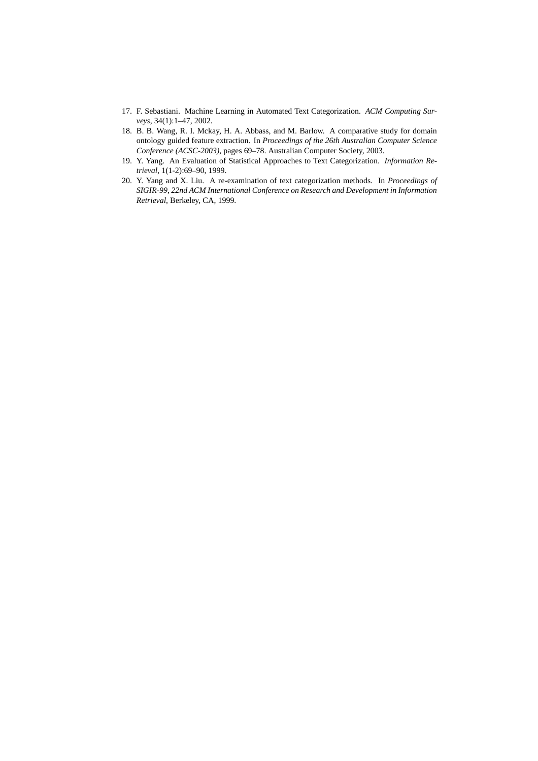17. F. Sebastiani. Machine Learning in Automated Text Categorization. *ACM Computing Surveys*, 34(1):1–47, 2002.
18. B. B. Wang, R. I. Mckay, H. A. Abbass, and M. Barlow. A comparative study for domain ontology guided feature extraction. In *Proceedings of the 26th Australian Computer Science Conference (ACSC-2003)*, pages 69–78. Australian Computer Society, 2003.
19. Y. Yang. An Evaluation of Statistical Approaches to Text Categorization. *Information Retrieval*, 1(1-2):69–90, 1999.
20. Y. Yang and X. Liu. A re-examination of text categorization methods. In *Proceedings of SIGIR-99, 22nd ACM International Conference on Research and Development in Information Retrieval*, Berkeley, CA, 1999.